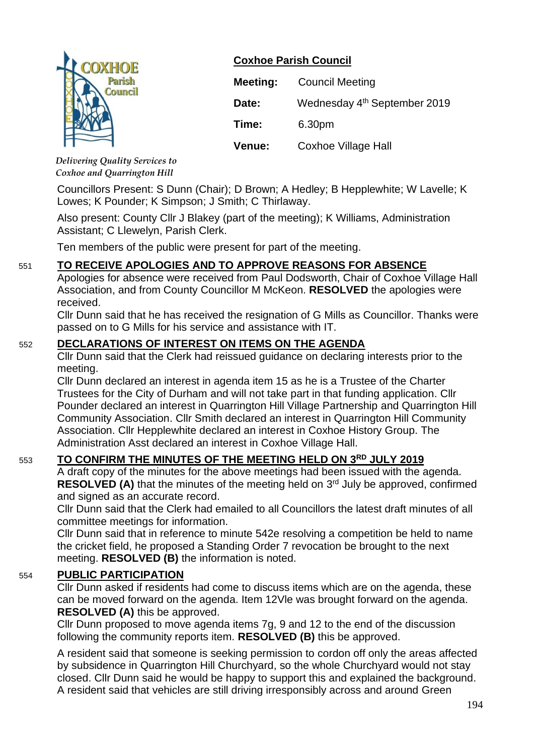*Delivering Quality Services to Coxhoe and Quarrington Hill*

## Coxhoe Parish Council

| | |
|---|---|
| **Meeting:** | Council Meeting |
| **Date:** | Wednesday 4th September 2019 |
| **Time:** | 6.30pm |
| **Venue:** | Coxhoe Village Hall |

Councillors Present: S Dunn (Chair); D Brown; A Hedley; B Hepplewhite; W Lavelle; K Lowes; K Pounder; K Simpson; J Smith; C Thirlaway.

Also present: County Cllr J Blakey (part of the meeting); K Williams, Administration Assistant; C Llewelyn, Parish Clerk.

Ten members of the public were present for part of the meeting.

### 551 TO RECEIVE APOLOGIES AND TO APPROVE REASONS FOR ABSENCE

Apologies for absence were received from Paul Dodsworth, Chair of Coxhoe Village Hall Association, and from County Councillor M McKeon. **RESOLVED** the apologies were received.

Cllr Dunn said that he has received the resignation of G Mills as Councillor. Thanks were passed on to G Mills for his service and assistance with IT.

### 552 DECLARATIONS OF INTEREST ON ITEMS ON THE AGENDA

Cllr Dunn said that the Clerk had reissued guidance on declaring interests prior to the meeting.

Cllr Dunn declared an interest in agenda item 15 as he is a Trustee of the Charter Trustees for the City of Durham and will not take part in that funding application. Cllr Pounder declared an interest in Quarrington Hill Village Partnership and Quarrington Hill Community Association. Cllr Smith declared an interest in Quarrington Hill Community Association. Cllr Hepplewhite declared an interest in Coxhoe History Group. The Administration Asst declared an interest in Coxhoe Village Hall.

### 553 TO CONFIRM THE MINUTES OF THE MEETING HELD ON 3RD JULY 2019

A draft copy of the minutes for the above meetings had been issued with the agenda. **RESOLVED (A)** that the minutes of the meeting held on 3rd July be approved, confirmed and signed as an accurate record.

Cllr Dunn said that the Clerk had emailed to all Councillors the latest draft minutes of all committee meetings for information.

Cllr Dunn said that in reference to minute 542e resolving a competition be held to name the cricket field, he proposed a Standing Order 7 revocation be brought to the next meeting. **RESOLVED (B)** the information is noted.

### 554 PUBLIC PARTICIPATION

Cllr Dunn asked if residents had come to discuss items which are on the agenda, these can be moved forward on the agenda. Item 12Vle was brought forward on the agenda. **RESOLVED (A)** this be approved.

Cllr Dunn proposed to move agenda items 7g, 9 and 12 to the end of the discussion following the community reports item. **RESOLVED (B)** this be approved.

A resident said that someone is seeking permission to cordon off only the areas affected by subsidence in Quarrington Hill Churchyard, so the whole Churchyard would not stay closed. Cllr Dunn said he would be happy to support this and explained the background. A resident said that vehicles are still driving irresponsibly across and around Green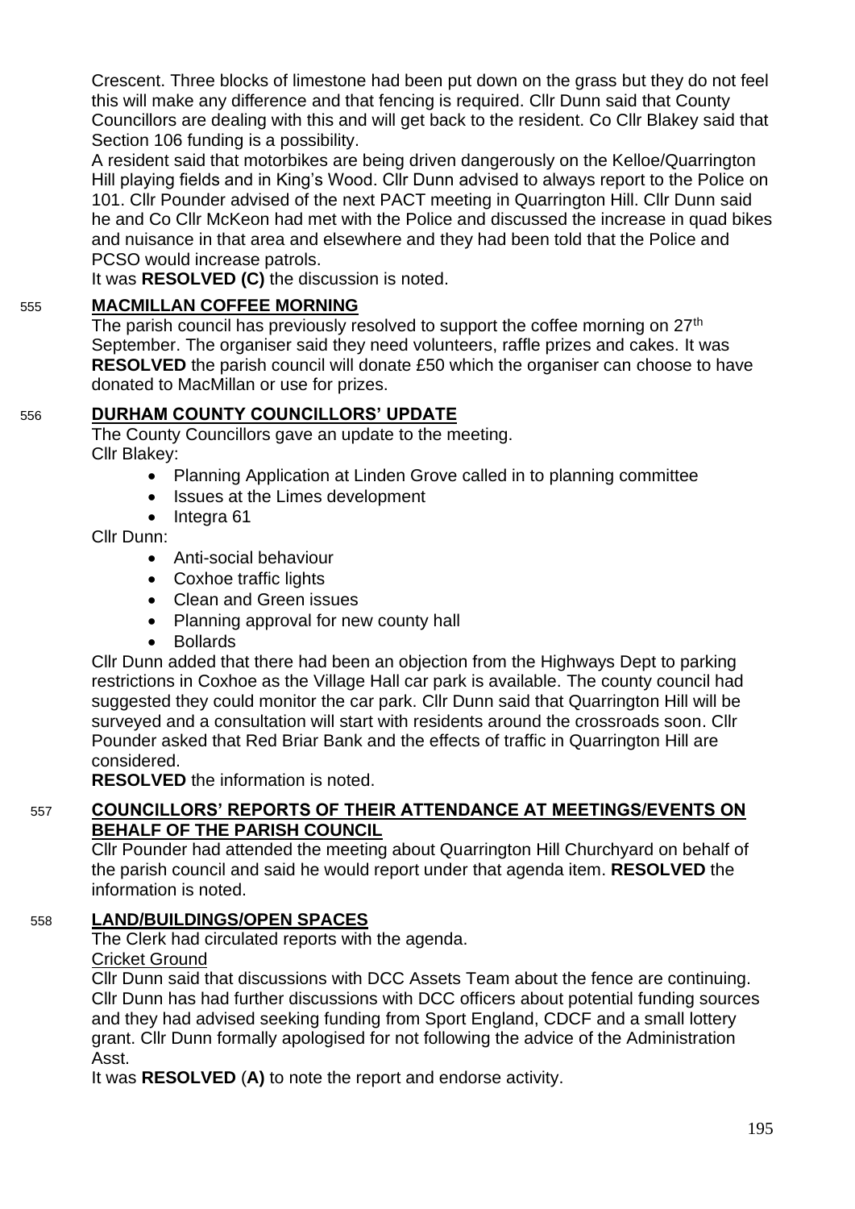Crescent. Three blocks of limestone had been put down on the grass but they do not feel this will make any difference and that fencing is required. Cllr Dunn said that County Councillors are dealing with this and will get back to the resident. Co Cllr Blakey said that Section 106 funding is a possibility.

A resident said that motorbikes are being driven dangerously on the Kelloe/Quarrington Hill playing fields and in King's Wood. Cllr Dunn advised to always report to the Police on 101. Cllr Pounder advised of the next PACT meeting in Quarrington Hill. Cllr Dunn said he and Co Cllr McKeon had met with the Police and discussed the increase in quad bikes and nuisance in that area and elsewhere and they had been told that the Police and PCSO would increase patrols.

It was **RESOLVED (C)** the discussion is noted.

## 555 MACMILLAN COFFEE MORNING

The parish council has previously resolved to support the coffee morning on 27th September. The organiser said they need volunteers, raffle prizes and cakes. It was **RESOLVED** the parish council will donate £50 which the organiser can choose to have donated to MacMillan or use for prizes.

## 556 DURHAM COUNTY COUNCILLORS' UPDATE

The County Councillors gave an update to the meeting.

Cllr Blakey:

- Planning Application at Linden Grove called in to planning committee
- Issues at the Limes development
- Integra 61

Cllr Dunn:

- Anti-social behaviour
- Coxhoe traffic lights
- Clean and Green issues
- Planning approval for new county hall
- Bollards

Cllr Dunn added that there had been an objection from the Highways Dept to parking restrictions in Coxhoe as the Village Hall car park is available. The county council had suggested they could monitor the car park. Cllr Dunn said that Quarrington Hill will be surveyed and a consultation will start with residents around the crossroads soon. Cllr Pounder asked that Red Briar Bank and the effects of traffic in Quarrington Hill are considered.

**RESOLVED** the information is noted.

## 557 COUNCILLORS' REPORTS OF THEIR ATTENDANCE AT MEETINGS/EVENTS ON BEHALF OF THE PARISH COUNCIL

Cllr Pounder had attended the meeting about Quarrington Hill Churchyard on behalf of the parish council and said he would report under that agenda item. **RESOLVED** the information is noted.

## 558 LAND/BUILDINGS/OPEN SPACES

The Clerk had circulated reports with the agenda.

Cricket Ground

Cllr Dunn said that discussions with DCC Assets Team about the fence are continuing. Cllr Dunn has had further discussions with DCC officers about potential funding sources and they had advised seeking funding from Sport England, CDCF and a small lottery grant. Cllr Dunn formally apologised for not following the advice of the Administration Asst.

It was **RESOLVED** (**A)** to note the report and endorse activity.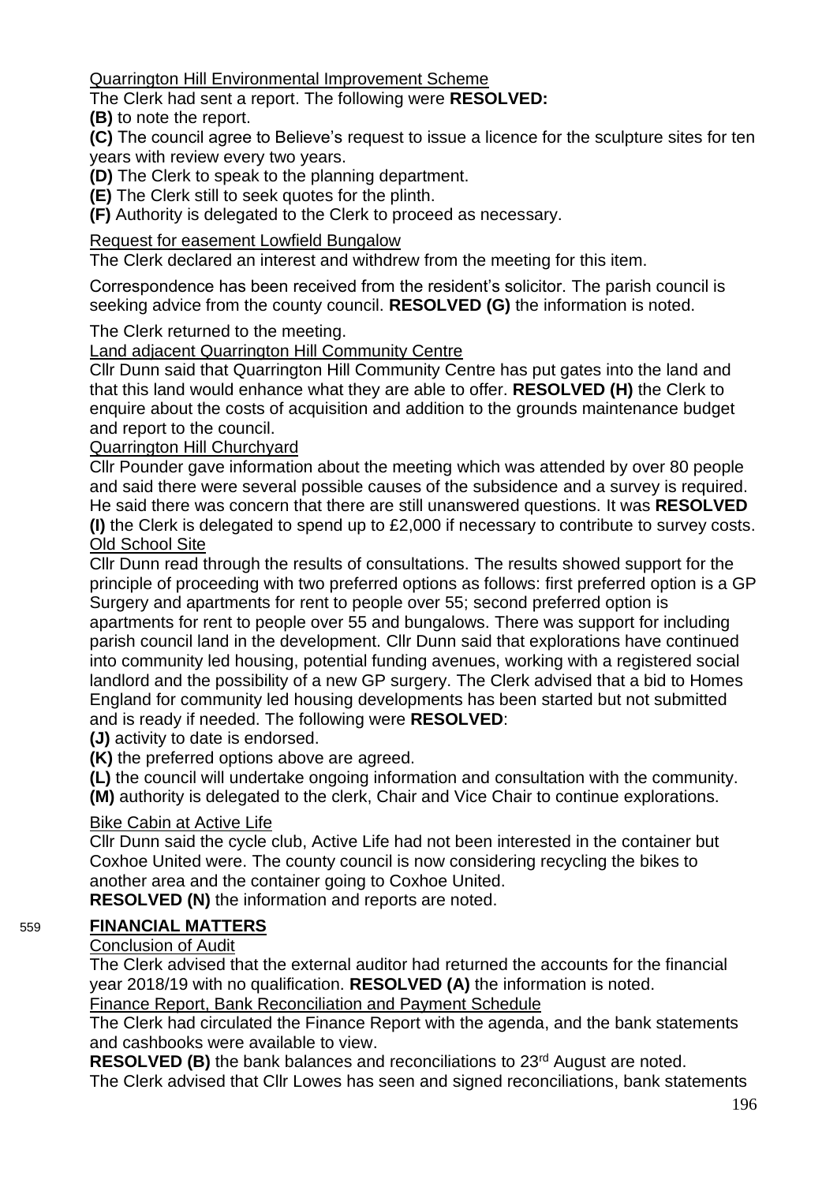Quarrington Hill Environmental Improvement Scheme

The Clerk had sent a report. The following were **RESOLVED:**

**(B)** to note the report.

**(C)** The council agree to Believe's request to issue a licence for the sculpture sites for ten years with review every two years.

**(D)** The Clerk to speak to the planning department.

**(E)** The Clerk still to seek quotes for the plinth.

**(F)** Authority is delegated to the Clerk to proceed as necessary.

Request for easement Lowfield Bungalow

The Clerk declared an interest and withdrew from the meeting for this item.

Correspondence has been received from the resident's solicitor. The parish council is seeking advice from the county council. **RESOLVED (G)** the information is noted.

The Clerk returned to the meeting.

Land adjacent Quarrington Hill Community Centre

Cllr Dunn said that Quarrington Hill Community Centre has put gates into the land and that this land would enhance what they are able to offer. **RESOLVED (H)** the Clerk to enquire about the costs of acquisition and addition to the grounds maintenance budget and report to the council.

Quarrington Hill Churchyard

Cllr Pounder gave information about the meeting which was attended by over 80 people and said there were several possible causes of the subsidence and a survey is required. He said there was concern that there are still unanswered questions. It was **RESOLVED (I)** the Clerk is delegated to spend up to £2,000 if necessary to contribute to survey costs.

Old School Site

Cllr Dunn read through the results of consultations. The results showed support for the principle of proceeding with two preferred options as follows: first preferred option is a GP Surgery and apartments for rent to people over 55; second preferred option is apartments for rent to people over 55 and bungalows. There was support for including parish council land in the development. Cllr Dunn said that explorations have continued into community led housing, potential funding avenues, working with a registered social landlord and the possibility of a new GP surgery. The Clerk advised that a bid to Homes England for community led housing developments has been started but not submitted and is ready if needed. The following were **RESOLVED**:

**(J)** activity to date is endorsed.

**(K)** the preferred options above are agreed.

**(L)** the council will undertake ongoing information and consultation with the community.

**(M)** authority is delegated to the clerk, Chair and Vice Chair to continue explorations.

Bike Cabin at Active Life

Cllr Dunn said the cycle club, Active Life had not been interested in the container but Coxhoe United were. The county council is now considering recycling the bikes to another area and the container going to Coxhoe United.

**RESOLVED (N)** the information and reports are noted.

## 559 FINANCIAL MATTERS

Conclusion of Audit

The Clerk advised that the external auditor had returned the accounts for the financial year 2018/19 with no qualification. **RESOLVED (A)** the information is noted.

Finance Report, Bank Reconciliation and Payment Schedule

The Clerk had circulated the Finance Report with the agenda, and the bank statements and cashbooks were available to view.

**RESOLVED (B)** the bank balances and reconciliations to 23rd August are noted.

The Clerk advised that Cllr Lowes has seen and signed reconciliations, bank statements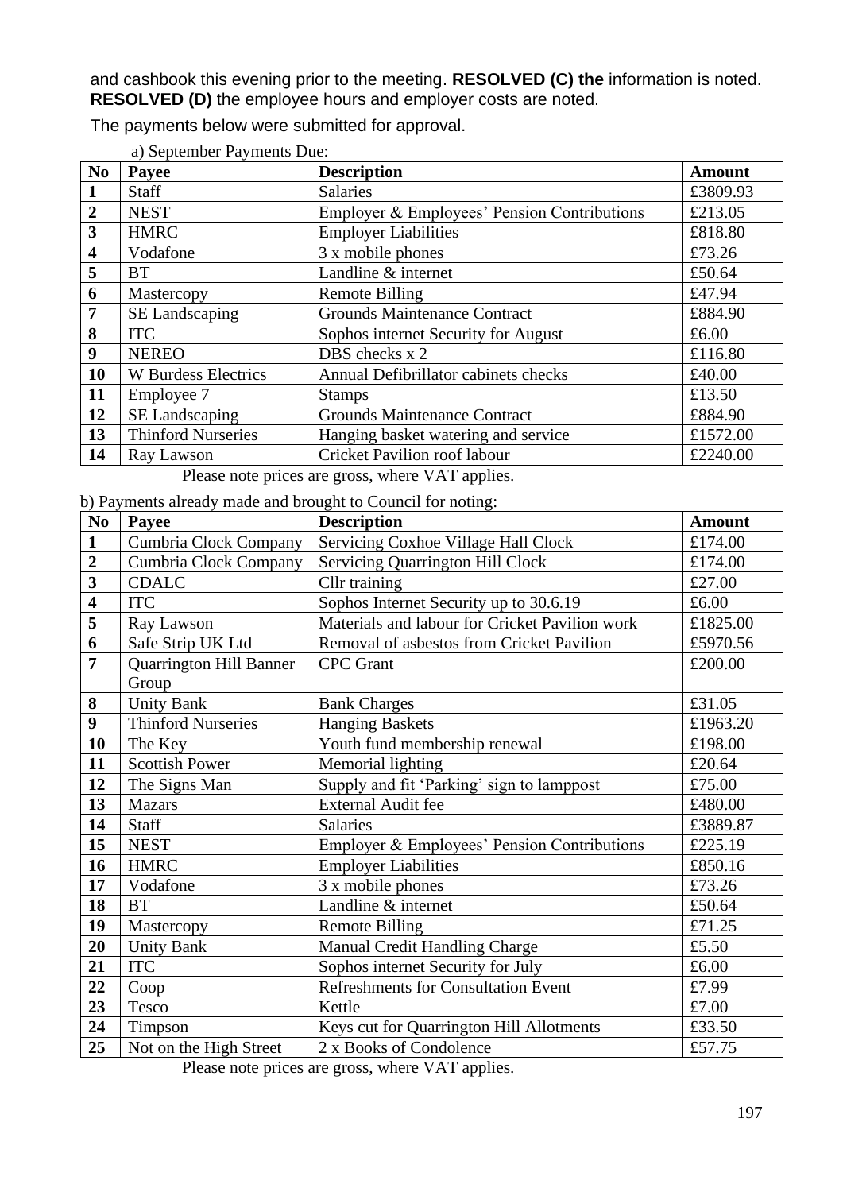and cashbook this evening prior to the meeting. **RESOLVED (C) the** information is noted. **RESOLVED (D)** the employee hours and employer costs are noted.

The payments below were submitted for approval.

a) September Payments Due:

| No | Payee | Description | Amount |
|---|---|---|---|
| 1 | Staff | Salaries | £3809.93 |
| 2 | NEST | Employer & Employees' Pension Contributions | £213.05 |
| 3 | HMRC | Employer Liabilities | £818.80 |
| 4 | Vodafone | 3 x mobile phones | £73.26 |
| 5 | BT | Landline & internet | £50.64 |
| 6 | Mastercopy | Remote Billing | £47.94 |
| 7 | SE Landscaping | Grounds Maintenance Contract | £884.90 |
| 8 | ITC | Sophos internet Security for August | £6.00 |
| 9 | NEREO | DBS checks x 2 | £116.80 |
| 10 | W Burdess Electrics | Annual Defibrillator cabinets checks | £40.00 |
| 11 | Employee 7 | Stamps | £13.50 |
| 12 | SE Landscaping | Grounds Maintenance Contract | £884.90 |
| 13 | Thinford Nurseries | Hanging basket watering and service | £1572.00 |
| 14 | Ray Lawson | Cricket Pavilion roof labour | £2240.00 |

Please note prices are gross, where VAT applies.

b) Payments already made and brought to Council for noting:

| No | Payee | Description | Amount |
|---|---|---|---|
| 1 | Cumbria Clock Company | Servicing Coxhoe Village Hall Clock | £174.00 |
| 2 | Cumbria Clock Company | Servicing Quarrington Hill Clock | £174.00 |
| 3 | CDALC | Cllr training | £27.00 |
| 4 | ITC | Sophos Internet Security up to 30.6.19 | £6.00 |
| 5 | Ray Lawson | Materials and labour for Cricket Pavilion work | £1825.00 |
| 6 | Safe Strip UK Ltd | Removal of asbestos from Cricket Pavilion | £5970.56 |
| 7 | Quarrington Hill Banner Group | CPC Grant | £200.00 |
| 8 | Unity Bank | Bank Charges | £31.05 |
| 9 | Thinford Nurseries | Hanging Baskets | £1963.20 |
| 10 | The Key | Youth fund membership renewal | £198.00 |
| 11 | Scottish Power | Memorial lighting | £20.64 |
| 12 | The Signs Man | Supply and fit 'Parking' sign to lamppost | £75.00 |
| 13 | Mazars | External Audit fee | £480.00 |
| 14 | Staff | Salaries | £3889.87 |
| 15 | NEST | Employer & Employees' Pension Contributions | £225.19 |
| 16 | HMRC | Employer Liabilities | £850.16 |
| 17 | Vodafone | 3 x mobile phones | £73.26 |
| 18 | BT | Landline & internet | £50.64 |
| 19 | Mastercopy | Remote Billing | £71.25 |
| 20 | Unity Bank | Manual Credit Handling Charge | £5.50 |
| 21 | ITC | Sophos internet Security for July | £6.00 |
| 22 | Coop | Refreshments for Consultation Event | £7.99 |
| 23 | Tesco | Kettle | £7.00 |
| 24 | Timpson | Keys cut for Quarrington Hill Allotments | £33.50 |
| 25 | Not on the High Street | 2 x Books of Condolence | £57.75 |

Please note prices are gross, where VAT applies.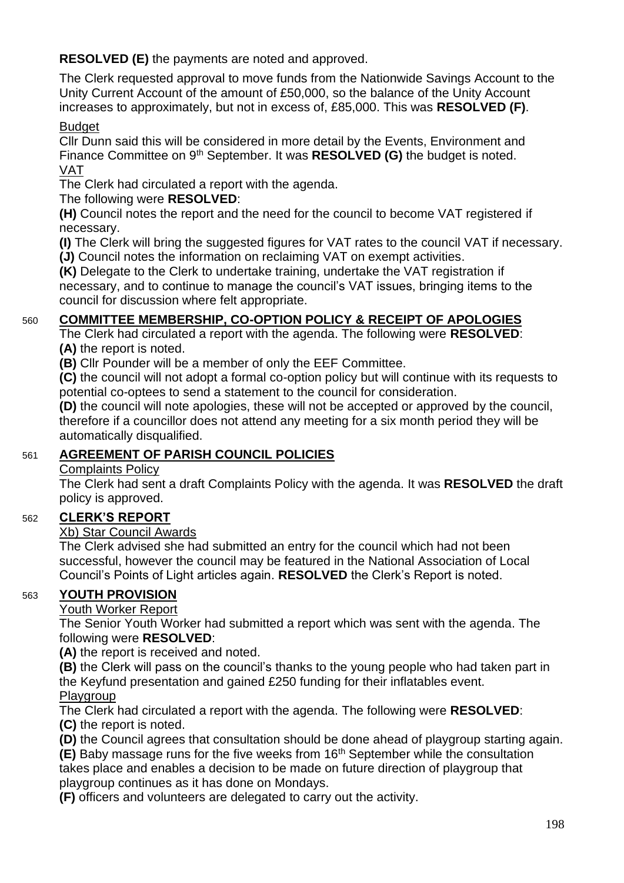**RESOLVED (E)** the payments are noted and approved.

The Clerk requested approval to move funds from the Nationwide Savings Account to the Unity Current Account of the amount of £50,000, so the balance of the Unity Account increases to approximately, but not in excess of, £85,000. This was **RESOLVED (F)**.

Budget

Cllr Dunn said this will be considered in more detail by the Events, Environment and Finance Committee on 9th September. It was **RESOLVED (G)** the budget is noted.

VAT

The Clerk had circulated a report with the agenda.

The following were **RESOLVED**:

**(H)** Council notes the report and the need for the council to become VAT registered if necessary.

**(I)** The Clerk will bring the suggested figures for VAT rates to the council VAT if necessary.

**(J)** Council notes the information on reclaiming VAT on exempt activities.

**(K)** Delegate to the Clerk to undertake training, undertake the VAT registration if necessary, and to continue to manage the council's VAT issues, bringing items to the council for discussion where felt appropriate.

## 560 COMMITTEE MEMBERSHIP, CO-OPTION POLICY & RECEIPT OF APOLOGIES

The Clerk had circulated a report with the agenda. The following were **RESOLVED**:

**(A)** the report is noted.

**(B)** Cllr Pounder will be a member of only the EEF Committee.

**(C)** the council will not adopt a formal co-option policy but will continue with its requests to potential co-optees to send a statement to the council for consideration.

**(D)** the council will note apologies, these will not be accepted or approved by the council, therefore if a councillor does not attend any meeting for a six month period they will be automatically disqualified.

## 561 AGREEMENT OF PARISH COUNCIL POLICIES

Complaints Policy

The Clerk had sent a draft Complaints Policy with the agenda. It was **RESOLVED** the draft policy is approved.

## 562 CLERK'S REPORT

Xb) Star Council Awards

The Clerk advised she had submitted an entry for the council which had not been successful, however the council may be featured in the National Association of Local Council's Points of Light articles again. **RESOLVED** the Clerk's Report is noted.

## 563 YOUTH PROVISION

Youth Worker Report

The Senior Youth Worker had submitted a report which was sent with the agenda. The following were **RESOLVED**:

**(A)** the report is received and noted.

**(B)** the Clerk will pass on the council's thanks to the young people who had taken part in the Keyfund presentation and gained £250 funding for their inflatables event.

Playgroup

The Clerk had circulated a report with the agenda. The following were **RESOLVED**:

**(C)** the report is noted.

**(D)** the Council agrees that consultation should be done ahead of playgroup starting again.

**(E)** Baby massage runs for the five weeks from 16th September while the consultation takes place and enables a decision to be made on future direction of playgroup that playgroup continues as it has done on Mondays.

**(F)** officers and volunteers are delegated to carry out the activity.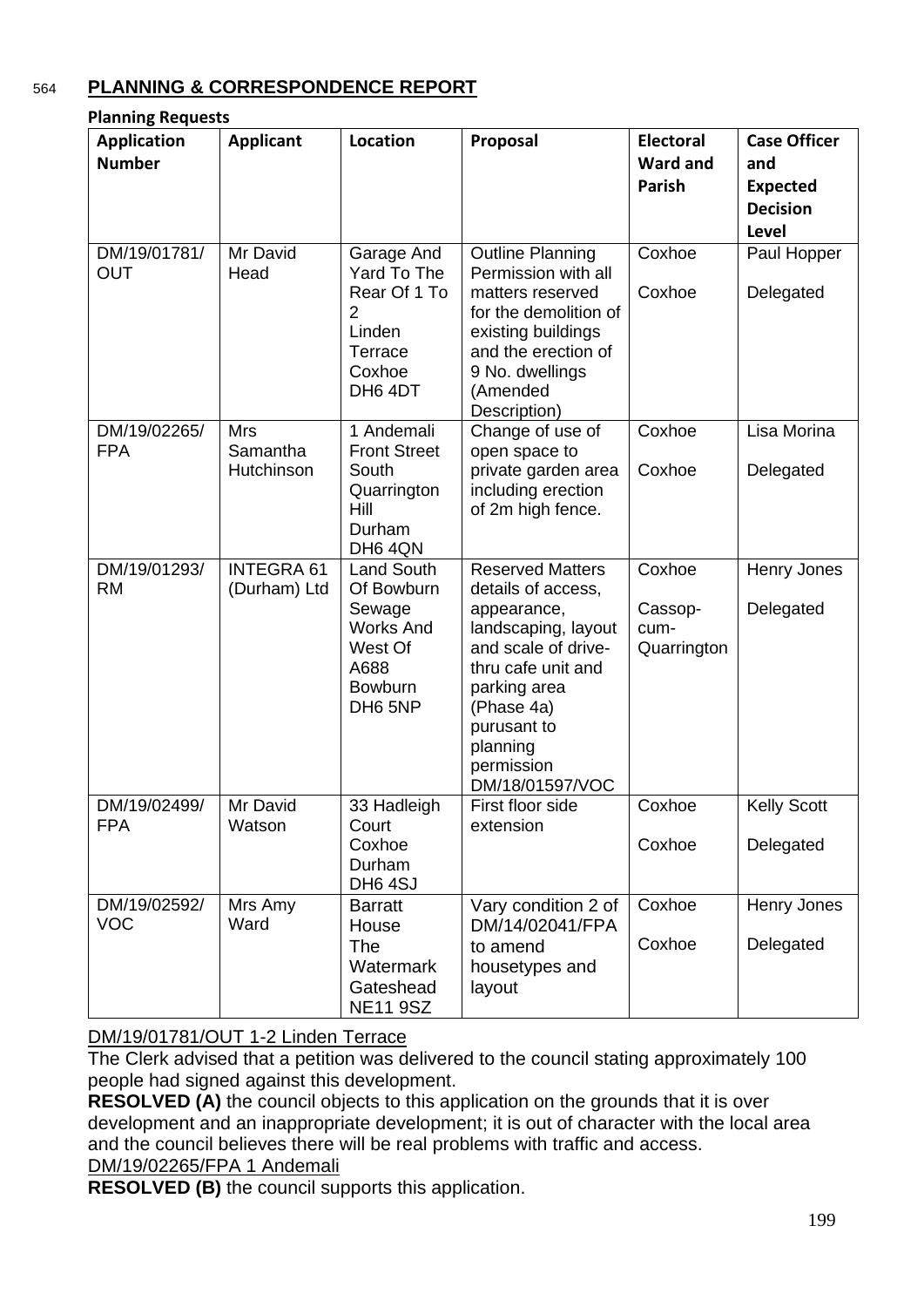## 564 PLANNING & CORRESPONDENCE REPORT

**Planning Requests**

| Application Number | Applicant | Location | Proposal | Electoral Ward and Parish | Case Officer and Expected Decision Level |
|---|---|---|---|---|---|
| DM/19/01781/OUT | Mr David Head | Garage And Yard To The Rear Of 1 To 2 Linden Terrace Coxhoe DH6 4DT | Outline Planning Permission with all matters reserved for the demolition of existing buildings and the erection of 9 No. dwellings (Amended Description) | Coxhoe<br><br>Coxhoe | Paul Hopper<br><br>Delegated |
| DM/19/02265/FPA | Mrs Samantha Hutchinson | 1 Andemali Front Street South Quarrington Hill Durham DH6 4QN | Change of use of open space to private garden area including erection of 2m high fence. | Coxhoe<br><br>Coxhoe | Lisa Morina<br><br>Delegated |
| DM/19/01293/RM | INTEGRA 61 (Durham) Ltd | Land South Of Bowburn Sewage Works And West Of A688 Bowburn DH6 5NP | Reserved Matters details of access, appearance, landscaping, layout and scale of drive-thru cafe unit and parking area (Phase 4a) purusant to planning permission DM/18/01597/VOC | Coxhoe<br><br>Cassop-cum-Quarrington | Henry Jones<br><br>Delegated |
| DM/19/02499/FPA | Mr David Watson | 33 Hadleigh Court Coxhoe Durham DH6 4SJ | First floor side extension | Coxhoe<br><br>Coxhoe | Kelly Scott<br><br>Delegated |
| DM/19/02592/VOC | Mrs Amy Ward | Barratt House The Watermark Gateshead NE11 9SZ | Vary condition 2 of DM/14/02041/FPA to amend housetypes and layout | Coxhoe<br><br>Coxhoe | Henry Jones<br><br>Delegated |

DM/19/01781/OUT 1-2 Linden Terrace

The Clerk advised that a petition was delivered to the council stating approximately 100 people had signed against this development.

**RESOLVED (A)** the council objects to this application on the grounds that it is over development and an inappropriate development; it is out of character with the local area and the council believes there will be real problems with traffic and access.

DM/19/02265/FPA 1 Andemali

**RESOLVED (B)** the council supports this application.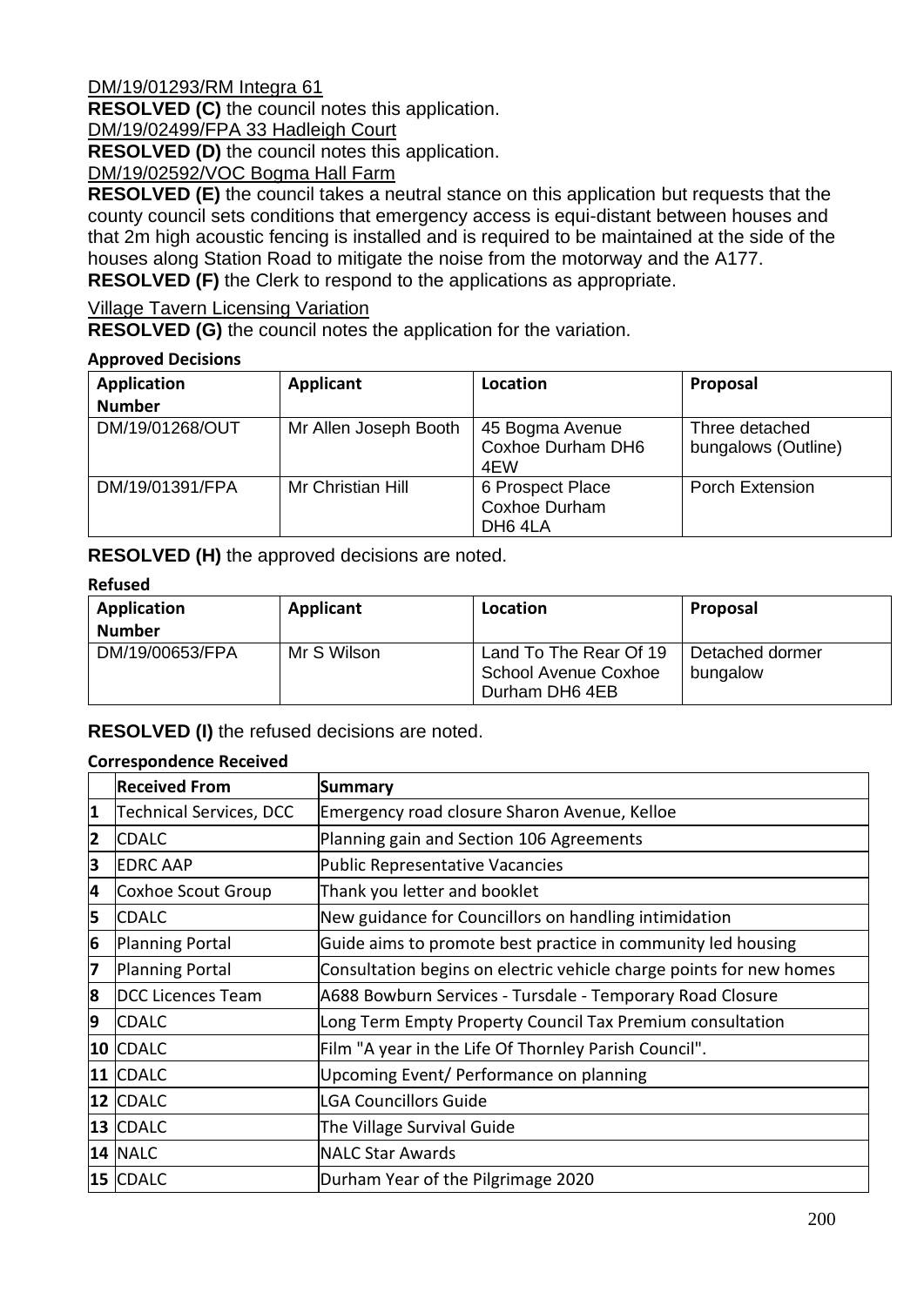DM/19/01293/RM Integra 61

**RESOLVED (C)** the council notes this application.

DM/19/02499/FPA 33 Hadleigh Court

**RESOLVED (D)** the council notes this application.

DM/19/02592/VOC Bogma Hall Farm

**RESOLVED (E)** the council takes a neutral stance on this application but requests that the county council sets conditions that emergency access is equi-distant between houses and that 2m high acoustic fencing is installed and is required to be maintained at the side of the houses along Station Road to mitigate the noise from the motorway and the A177.

**RESOLVED (F)** the Clerk to respond to the applications as appropriate.

Village Tavern Licensing Variation

**RESOLVED (G)** the council notes the application for the variation.

**Approved Decisions**

| Application Number | Applicant | Location | Proposal |
|---|---|---|---|
| DM/19/01268/OUT | Mr Allen Joseph Booth | 45 Bogma Avenue Coxhoe Durham DH6 4EW | Three detached bungalows (Outline) |
| DM/19/01391/FPA | Mr Christian Hill | 6 Prospect Place Coxhoe Durham DH6 4LA | Porch Extension |

**RESOLVED (H)** the approved decisions are noted.

**Refused**

| Application Number | Applicant | Location | Proposal |
|---|---|---|---|
| DM/19/00653/FPA | Mr S Wilson | Land To The Rear Of 19 School Avenue Coxhoe Durham DH6 4EB | Detached dormer bungalow |

**RESOLVED (I)** the refused decisions are noted.

**Correspondence Received**

| | Received From | Summary |
|---|---|---|
| 1 | Technical Services, DCC | Emergency road closure Sharon Avenue, Kelloe |
| 2 | CDALC | Planning gain and Section 106 Agreements |
| 3 | EDRC AAP | Public Representative Vacancies |
| 4 | Coxhoe Scout Group | Thank you letter and booklet |
| 5 | CDALC | New guidance for Councillors on handling intimidation |
| 6 | Planning Portal | Guide aims to promote best practice in community led housing |
| 7 | Planning Portal | Consultation begins on electric vehicle charge points for new homes |
| 8 | DCC Licences Team | A688 Bowburn Services - Tursdale - Temporary Road Closure |
| 9 | CDALC | Long Term Empty Property Council Tax Premium consultation |
| 10 | CDALC | Film "A year in the Life Of Thornley Parish Council". |
| 11 | CDALC | Upcoming Event/ Performance on planning |
| 12 | CDALC | LGA Councillors Guide |
| 13 | CDALC | The Village Survival Guide |
| 14 | NALC | NALC Star Awards |
| 15 | CDALC | Durham Year of the Pilgrimage 2020 |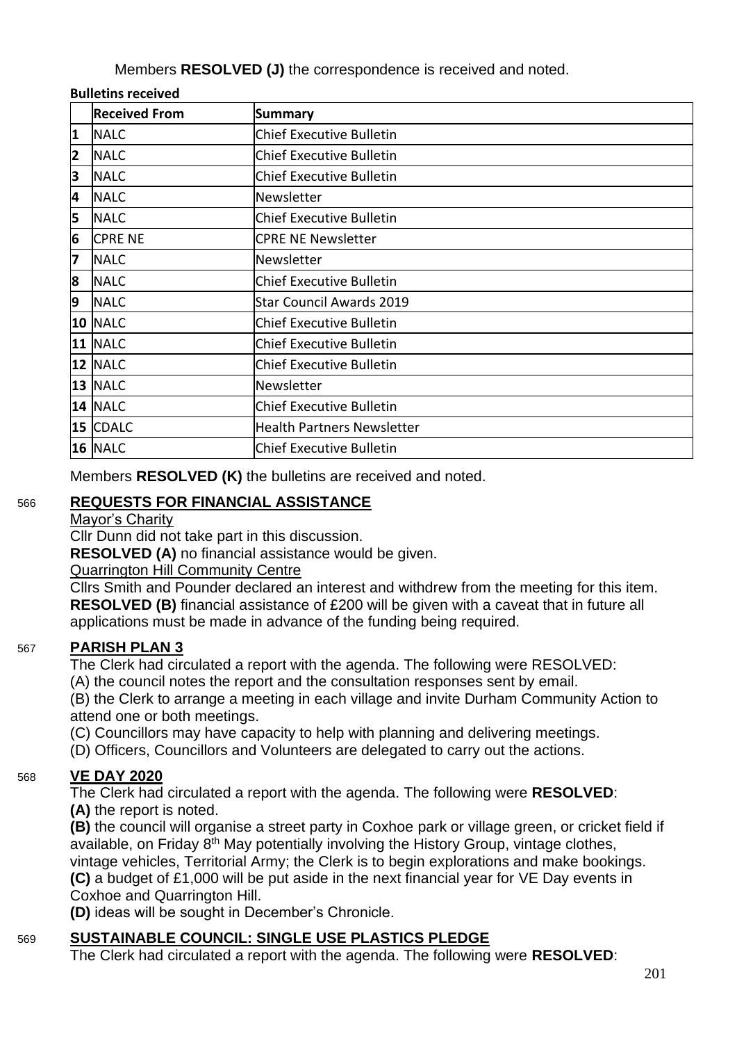Members **RESOLVED (J)** the correspondence is received and noted.

**Bulletins received**

| | Received From | Summary |
|---|---|---|
| 1 | NALC | Chief Executive Bulletin |
| 2 | NALC | Chief Executive Bulletin |
| 3 | NALC | Chief Executive Bulletin |
| 4 | NALC | Newsletter |
| 5 | NALC | Chief Executive Bulletin |
| 6 | CPRE NE | CPRE NE Newsletter |
| 7 | NALC | Newsletter |
| 8 | NALC | Chief Executive Bulletin |
| 9 | NALC | Star Council Awards 2019 |
| 10 | NALC | Chief Executive Bulletin |
| 11 | NALC | Chief Executive Bulletin |
| 12 | NALC | Chief Executive Bulletin |
| 13 | NALC | Newsletter |
| 14 | NALC | Chief Executive Bulletin |
| 15 | CDALC | Health Partners Newsletter |
| 16 | NALC | Chief Executive Bulletin |

Members **RESOLVED (K)** the bulletins are received and noted.

566 **REQUESTS FOR FINANCIAL ASSISTANCE**

Mayor's Charity

Cllr Dunn did not take part in this discussion.

**RESOLVED (A)** no financial assistance would be given.

Quarrington Hill Community Centre

Cllrs Smith and Pounder declared an interest and withdrew from the meeting for this item.
**RESOLVED (B)** financial assistance of £200 will be given with a caveat that in future all applications must be made in advance of the funding being required.

567 **PARISH PLAN 3**

The Clerk had circulated a report with the agenda. The following were RESOLVED:

(A) the council notes the report and the consultation responses sent by email.

(B) the Clerk to arrange a meeting in each village and invite Durham Community Action to attend one or both meetings.

(C) Councillors may have capacity to help with planning and delivering meetings.

(D) Officers, Councillors and Volunteers are delegated to carry out the actions.

568 **VE DAY 2020**

The Clerk had circulated a report with the agenda. The following were **RESOLVED**:

**(A)** the report is noted.

**(B)** the council will organise a street party in Coxhoe park or village green, or cricket field if available, on Friday 8th May potentially involving the History Group, vintage clothes, vintage vehicles, Territorial Army; the Clerk is to begin explorations and make bookings.

**(C)** a budget of £1,000 will be put aside in the next financial year for VE Day events in Coxhoe and Quarrington Hill.

**(D)** ideas will be sought in December's Chronicle.

569 **SUSTAINABLE COUNCIL: SINGLE USE PLASTICS PLEDGE**

The Clerk had circulated a report with the agenda. The following were **RESOLVED**: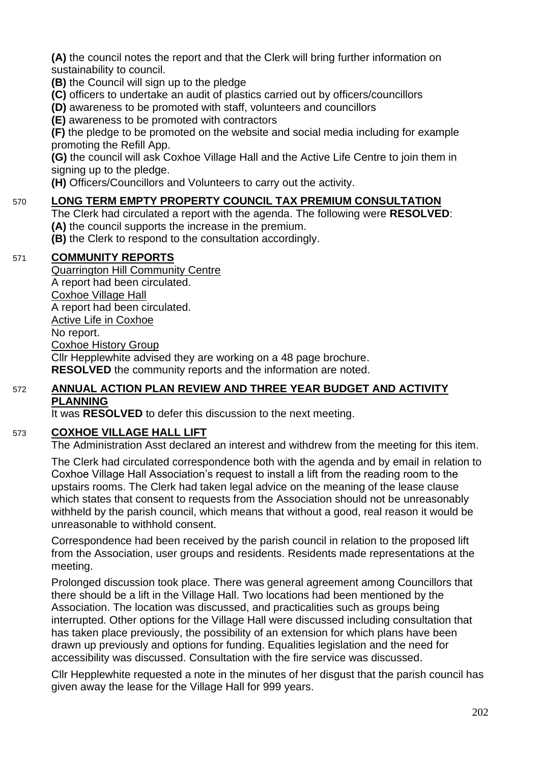**(A)** the council notes the report and that the Clerk will bring further information on sustainability to council.
**(B)** the Council will sign up to the pledge
**(C)** officers to undertake an audit of plastics carried out by officers/councillors
**(D)** awareness to be promoted with staff, volunteers and councillors
**(E)** awareness to be promoted with contractors
**(F)** the pledge to be promoted on the website and social media including for example promoting the Refill App.
**(G)** the council will ask Coxhoe Village Hall and the Active Life Centre to join them in signing up to the pledge.
**(H)** Officers/Councillors and Volunteers to carry out the activity.

570 **LONG TERM EMPTY PROPERTY COUNCIL TAX PREMIUM CONSULTATION**

The Clerk had circulated a report with the agenda. The following were **RESOLVED**:
**(A)** the council supports the increase in the premium.
**(B)** the Clerk to respond to the consultation accordingly.

571 **COMMUNITY REPORTS**

Quarrington Hill Community Centre
A report had been circulated.
Coxhoe Village Hall
A report had been circulated.
Active Life in Coxhoe
No report.
Coxhoe History Group
Cllr Hepplewhite advised they are working on a 48 page brochure.
**RESOLVED** the community reports and the information are noted.

572 **ANNUAL ACTION PLAN REVIEW AND THREE YEAR BUDGET AND ACTIVITY PLANNING**

It was **RESOLVED** to defer this discussion to the next meeting.

573 **COXHOE VILLAGE HALL LIFT**

The Administration Asst declared an interest and withdrew from the meeting for this item.

The Clerk had circulated correspondence both with the agenda and by email in relation to Coxhoe Village Hall Association's request to install a lift from the reading room to the upstairs rooms. The Clerk had taken legal advice on the meaning of the lease clause which states that consent to requests from the Association should not be unreasonably withheld by the parish council, which means that without a good, real reason it would be unreasonable to withhold consent.

Correspondence had been received by the parish council in relation to the proposed lift from the Association, user groups and residents. Residents made representations at the meeting.

Prolonged discussion took place. There was general agreement among Councillors that there should be a lift in the Village Hall. Two locations had been mentioned by the Association. The location was discussed, and practicalities such as groups being interrupted. Other options for the Village Hall were discussed including consultation that has taken place previously, the possibility of an extension for which plans have been drawn up previously and options for funding. Equalities legislation and the need for accessibility was discussed. Consultation with the fire service was discussed.

Cllr Hepplewhite requested a note in the minutes of her disgust that the parish council has given away the lease for the Village Hall for 999 years.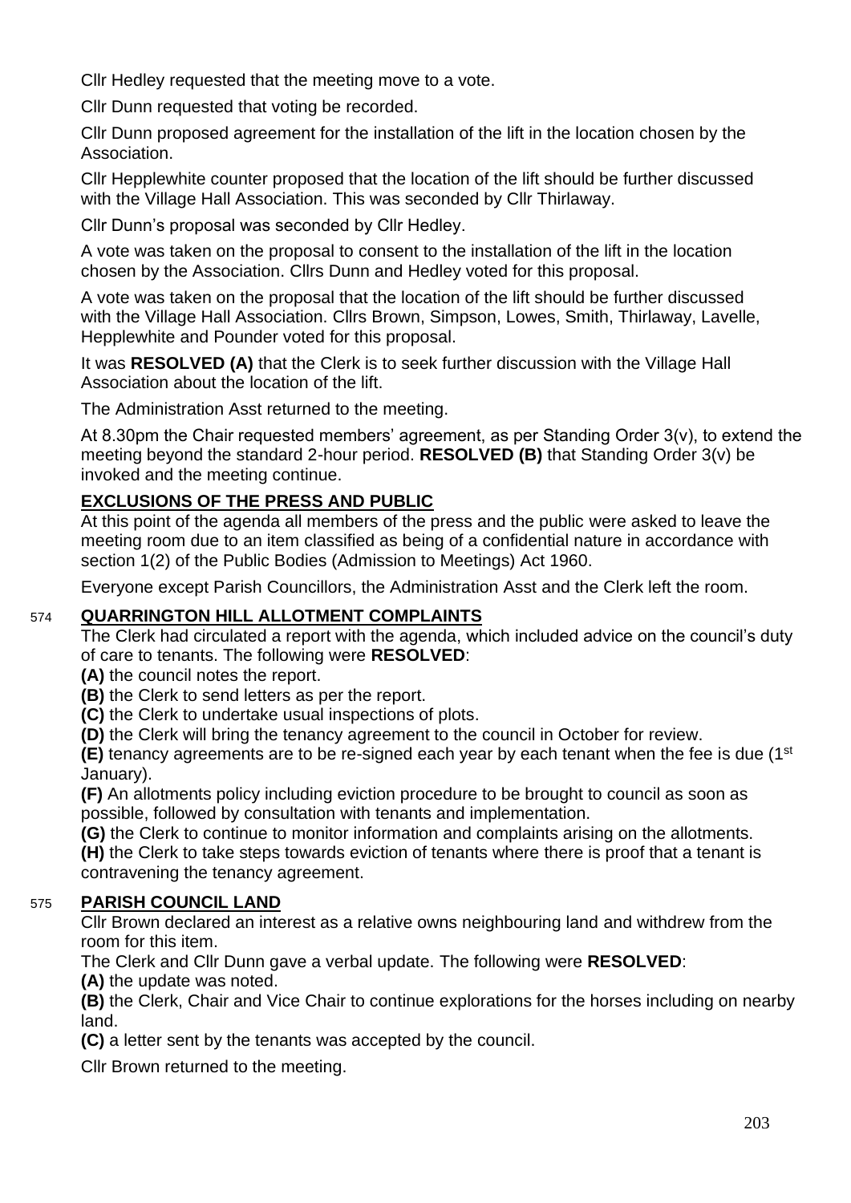Cllr Hedley requested that the meeting move to a vote.

Cllr Dunn requested that voting be recorded.

Cllr Dunn proposed agreement for the installation of the lift in the location chosen by the Association.

Cllr Hepplewhite counter proposed that the location of the lift should be further discussed with the Village Hall Association. This was seconded by Cllr Thirlaway.

Cllr Dunn's proposal was seconded by Cllr Hedley.

A vote was taken on the proposal to consent to the installation of the lift in the location chosen by the Association. Cllrs Dunn and Hedley voted for this proposal.

A vote was taken on the proposal that the location of the lift should be further discussed with the Village Hall Association. Cllrs Brown, Simpson, Lowes, Smith, Thirlaway, Lavelle, Hepplewhite and Pounder voted for this proposal.

It was **RESOLVED (A)** that the Clerk is to seek further discussion with the Village Hall Association about the location of the lift.

The Administration Asst returned to the meeting.

At 8.30pm the Chair requested members' agreement, as per Standing Order 3(v), to extend the meeting beyond the standard 2-hour period. **RESOLVED (B)** that Standing Order 3(v) be invoked and the meeting continue.

## EXCLUSIONS OF THE PRESS AND PUBLIC

At this point of the agenda all members of the press and the public were asked to leave the meeting room due to an item classified as being of a confidential nature in accordance with section 1(2) of the Public Bodies (Admission to Meetings) Act 1960.

Everyone except Parish Councillors, the Administration Asst and the Clerk left the room.

## 574 QUARRINGTON HILL ALLOTMENT COMPLAINTS

The Clerk had circulated a report with the agenda, which included advice on the council's duty of care to tenants. The following were **RESOLVED**:

**(A)** the council notes the report.
**(B)** the Clerk to send letters as per the report.
**(C)** the Clerk to undertake usual inspections of plots.
**(D)** the Clerk will bring the tenancy agreement to the council in October for review.
**(E)** tenancy agreements are to be re-signed each year by each tenant when the fee is due (1st January).
**(F)** An allotments policy including eviction procedure to be brought to council as soon as possible, followed by consultation with tenants and implementation.
**(G)** the Clerk to continue to monitor information and complaints arising on the allotments.
**(H)** the Clerk to take steps towards eviction of tenants where there is proof that a tenant is contravening the tenancy agreement.

## 575 PARISH COUNCIL LAND

Cllr Brown declared an interest as a relative owns neighbouring land and withdrew from the room for this item.
The Clerk and Cllr Dunn gave a verbal update. The following were **RESOLVED**:
**(A)** the update was noted.
**(B)** the Clerk, Chair and Vice Chair to continue explorations for the horses including on nearby land.
**(C)** a letter sent by the tenants was accepted by the council.

Cllr Brown returned to the meeting.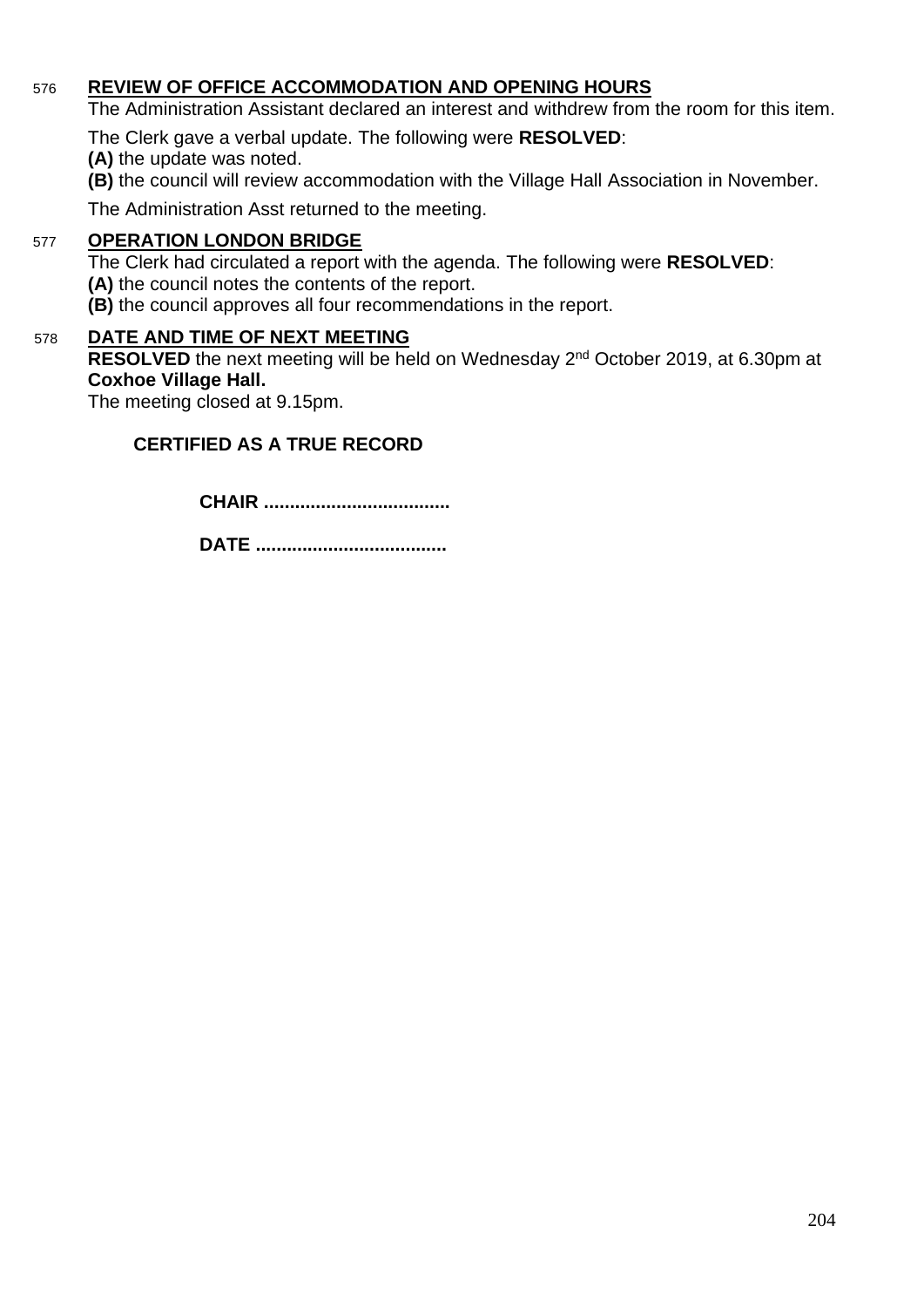## 576 REVIEW OF OFFICE ACCOMMODATION AND OPENING HOURS

The Administration Assistant declared an interest and withdrew from the room for this item.

The Clerk gave a verbal update. The following were **RESOLVED**:

**(A)** the update was noted.

**(B)** the council will review accommodation with the Village Hall Association in November.

The Administration Asst returned to the meeting.

## 577 OPERATION LONDON BRIDGE

The Clerk had circulated a report with the agenda. The following were **RESOLVED**:

**(A)** the council notes the contents of the report.

**(B)** the council approves all four recommendations in the report.

## 578 DATE AND TIME OF NEXT MEETING

**RESOLVED** the next meeting will be held on Wednesday 2nd October 2019, at 6.30pm at **Coxhoe Village Hall.**

The meeting closed at 9.15pm.

**CERTIFIED AS A TRUE RECORD**

**CHAIR ....................................**

**DATE .....................................**